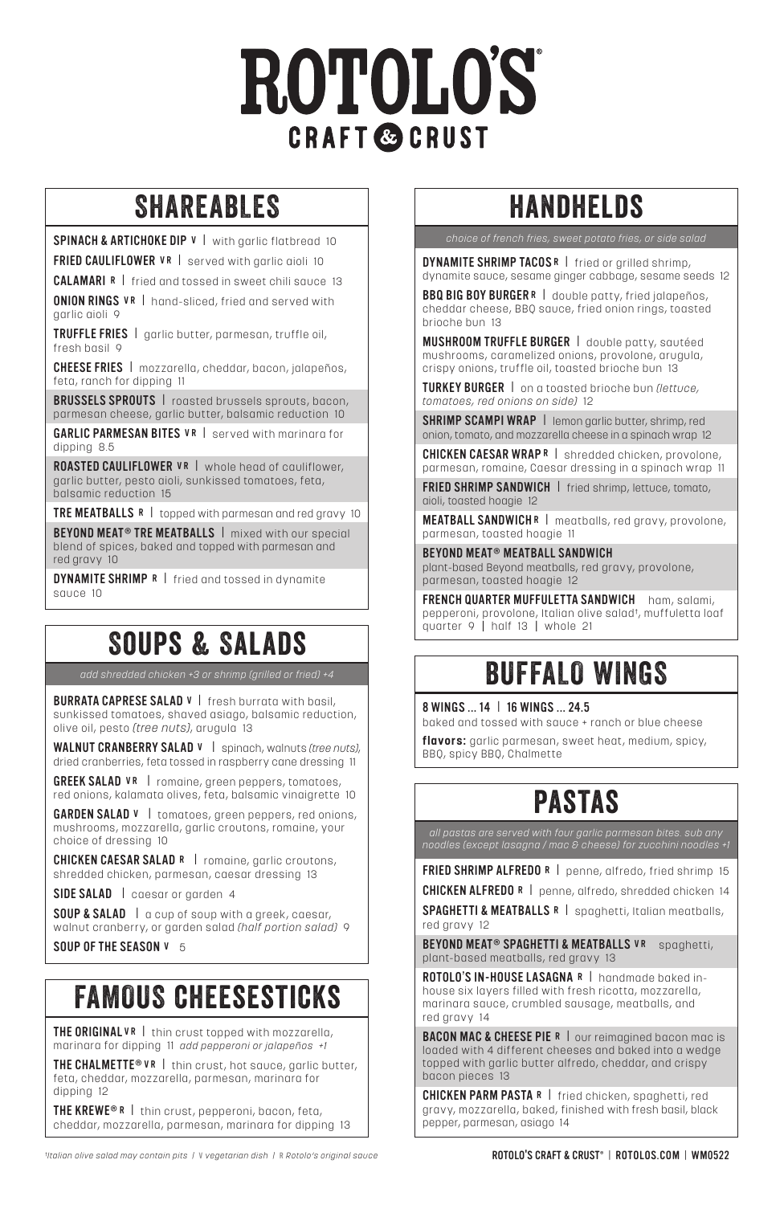# ROTOLO'S

CRAFT & CRUST

## SHAREABLES

**SPINACH & ARTICHOKE DIP V** | with garlic flatbread 10

**FRIED CAULIFLOWER V R** | served with garlic aioli 10

**CALAMARI R** | fried and tossed in sweet chili sauce 13

**ONION RINGS V R** | hand-sliced, fried and served with garlic aioli 9

**TRUFFLE FRIES** | garlic butter, parmesan, truffle oil, fresh basil 9

**CHEESE FRIES** | mozzarella, cheddar, bacon, jalapeños, feta, ranch for dipping 11

**BRUSSELS SPROUTS** | roasted brussels sprouts, bacon, parmesan cheese, garlic butter, balsamic reduction 10

**GARLIC PARMESAN BITES V R** | served with marinara for dipping 8.5

**ROASTED CAULIFLOWER V R** | whole head of cauliflower, garlic butter, pesto aioli, sunkissed tomatoes, feta, balsamic reduction 15

**TRE MEATBALLS R** | topped with parmesan and red gravy 10

**BEYOND MEAT® TRE MEATBALLS** | mixed with our special blend of spices, baked and topped with parmesan and red gravy 10

**DYNAMITE SHRIMP R** | fried and tossed in dynamite sauce 10

## SOUPS & SALADS

*add shredded chicken +3 or shrimp (grilled or fried) +4*

**BURRATA CAPRESE SALAD V** | fresh burrata with basil, sunkissed tomatoes, shaved asiago, balsamic reduction, olive oil, pesto *(tree nuts)*, arugula 13

**WALNUT CRANBERRY SALAD V** | spinach, walnuts *(tree nuts)*, dried cranberries, feta tossed in raspberry cane dressing 11

**GREEK SALAD V R** | romaine, green peppers, tomatoes, red onions, kalamata olives, feta, balsamic vinaigrette 10

**GARDEN SALAD V** | tomatoes, green peppers, red onions, mushrooms, mozzarella, garlic croutons, romaine, your choice of dressing 10

**CHICKEN CAESAR SALAD R** | romaine, garlic croutons, shredded chicken, parmesan, caesar dressing 13

**SIDE SALAD** | caesar or garden 4

**SOUP & SALAD** | a cup of soup with a greek, caesar, walnut cranberry, or garden salad *(half portion salad)* 9

**SOUP OF THE SEASON V** 5

## FAMOUS CHEESESTICKS

**THE ORIGINAL V R** | thin crust topped with mozzarella, marinara for dipping 11 *add pepperoni or jalapeños +1*

**THE CHALMETTE® V R** | thin crust, hot sauce, garlic butter, feta, cheddar, mozzarella, parmesan, marinara for dipping 12

**THE KREWE® R** | thin crust, pepperoni, bacon, feta, cheddar, mozzarella, parmesan, marinara for dipping 13

## HANDHELDS

*choice of french fries, sweet potato fries, or side salad*

**DYNAMITE SHRIMP TACOS R** | fried or grilled shrimp, dynamite sauce, sesame ginger cabbage, sesame seeds 12

**BBQ BIG BOY BURGER R** | double patty, fried jalapeños, cheddar cheese, BBQ sauce, fried onion rings, toasted brioche bun 13

**MUSHROOM TRUFFLE BURGER** | double patty, sautéed mushrooms, caramelized onions, provolone, arugula, crispy onions, truffle oil, toasted brioche bun 13

**TURKEY BURGER** | on a toasted brioche bun *(lettuce, tomatoes, red onions on side)* 12

**SHRIMP SCAMPI WRAP** | lemon garlic butter, shrimp, red onion, tomato, and mozzarella cheese in a spinach wrap 12

**CHICKEN CAESAR WRAP R** | shredded chicken, provolone, parmesan, romaine, Caesar dressing in a spinach wrap 11

**FRIED SHRIMP SANDWICH** | fried shrimp, lettuce, tomato, aioli, toasted hoagie 12

**MEATBALL SANDWICH R** | meatballs, red gravy, provolone, parmesan, toasted hoagie 11

**BEYOND MEAT® MEATBALL SANDWICH**
plant-based Beyond meatballs, red gravy, provolone, parmesan, toasted hoagie 12

**FRENCH QUARTER MUFFULETTA SANDWICH** ham, salami, pepperoni, provolone, Italian olive salad†, muffuletta loaf quarter 9 | half 13 | whole 21

## BUFFALO WINGS

**8 WINGS ... 14** | **16 WINGS ... 24.5**
baked and tossed with sauce + ranch or blue cheese

**flavors:** garlic parmesan, sweet heat, medium, spicy, BBQ, spicy BBQ, Chalmette

## PASTAS

*all pastas are served with four garlic parmesan bites. sub any noodles (except lasagna / mac & cheese) for zucchini noodles +1*

**FRIED SHRIMP ALFREDO R** | penne, alfredo, fried shrimp 15

**CHICKEN ALFREDO R** | penne, alfredo, shredded chicken 14

**SPAGHETTI & MEATBALLS R** | spaghetti, Italian meatballs, red gravy 12

**BEYOND MEAT® SPAGHETTI & MEATBALLS V R** spaghetti, plant-based meatballs, red gravy 13

**ROTOLO'S IN-HOUSE LASAGNA R** | handmade baked in-house six layers filled with fresh ricotta, mozzarella, marinara sauce, crumbled sausage, meatballs, and red gravy 14

**BACON MAC & CHEESE PIE R** | our reimagined bacon mac is loaded with 4 different cheeses and baked into a wedge topped with garlic butter alfredo, cheddar, and crispy bacon pieces 13

**CHICKEN PARM PASTA R** | fried chicken, spaghetti, red gravy, mozzarella, baked, finished with fresh basil, black pepper, parmesan, asiago 14

*†Italian olive salad may contain pits | V vegetarian dish | R Rotolo's original sauce*

ROTOLO'S CRAFT & CRUST® | ROTOLOS.COM | WM0522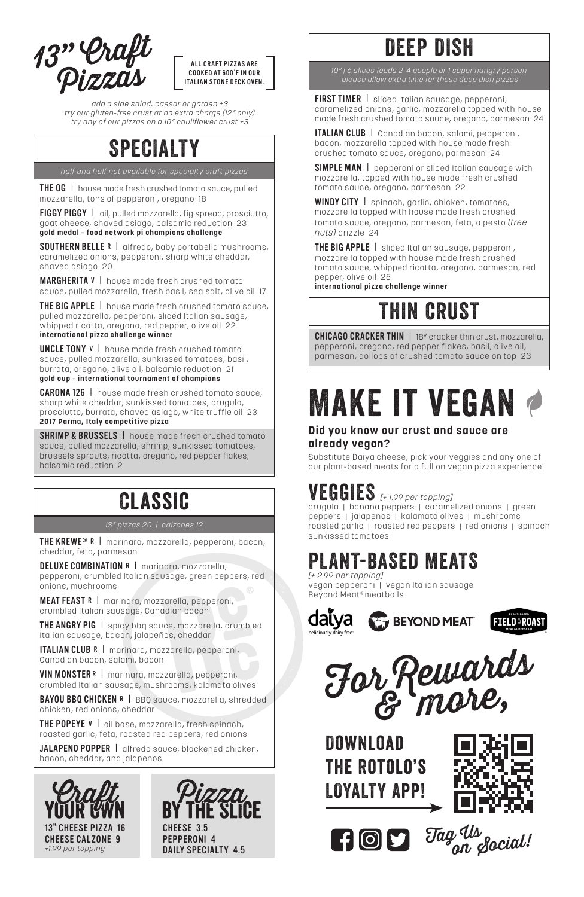# 13" Craft Pizzas

ALL CRAFT PIZZAS ARE COOKED AT 600°F IN OUR ITALIAN STONE DECK OVEN.

*add a side salad, caesar or garden +3*
*try our gluten-free crust at no extra charge (12" only)*
*try any of our pizzas on a 10" cauliflower crust +3*

## SPECIALTY

*half and half not available for specialty craft pizzas*

**THE OG** | house made fresh crushed tomato sauce, pulled mozzarella, tons of pepperoni, oregano 18

**FIGGY PIGGY** | oil, pulled mozzarella, fig spread, prosciutto, goat cheese, shaved asiago, balsamic reduction 23
**gold medal - food network pi champions challenge**

**SOUTHERN BELLE R** | alfredo, baby portabella mushrooms, caramelized onions, pepperoni, sharp white cheddar, shaved asiago 20

**MARGHERITA V** | house made fresh crushed tomato sauce, pulled mozzarella, fresh basil, sea salt, olive oil 17

**THE BIG APPLE** | house made fresh crushed tomato sauce, pulled mozzarella, pepperoni, sliced Italian sausage, whipped ricotta, oregano, red pepper, olive oil 22
**international pizza challenge winner**

**UNCLE TONY V** | house made fresh crushed tomato sauce, pulled mozzarella, sunkissed tomatoes, basil, burrata, oregano, olive oil, balsamic reduction 21
**gold cup - international tournament of champions**

**CARONA 126** | house made fresh crushed tomato sauce, sharp white cheddar, sunkissed tomatoes, arugula, prosciutto, burrata, shaved asiago, white truffle oil 23
**2017 Parma, Italy competitive pizza**

**SHRIMP & BRUSSELS** | house made fresh crushed tomato sauce, pulled mozzarella, shrimp, sunkissed tomatoes, brussels sprouts, ricotta, oregano, red pepper flakes, balsamic reduction 21

## CLASSIC

*13" pizzas 20 | calzones 12*

**THE KREWE® R** | marinara, mozzarella, pepperoni, bacon, cheddar, feta, parmesan

**DELUXE COMBINATION R** | marinara, mozzarella, pepperoni, crumbled Italian sausage, green peppers, red onions, mushrooms

**MEAT FEAST R** | marinara, mozzarella, pepperoni, crumbled Italian sausage, Canadian bacon

**THE ANGRY PIG** | spicy bbq sauce, mozzarella, crumbled Italian sausage, bacon, jalapeños, cheddar

**ITALIAN CLUB R** | marinara, mozzarella, pepperoni, Canadian bacon, salami, bacon

**VIN MONSTER R** | marinara, mozzarella, pepperoni, crumbled Italian sausage, mushrooms, kalamata olives

**BAYOU BBQ CHICKEN R** | BBQ sauce, mozzarella, shredded chicken, red onions, cheddar

**THE POPEYE V** | oil base, mozzarella, fresh spinach, roasted garlic, feta, roasted red peppers, red onions

**JALAPENO POPPER** | alfredo sauce, blackened chicken, bacon, cheddar, and jalapenos

## Craft YOUR OWN

**13" CHEESE PIZZA 16**
**CHEESE CALZONE 9**
*+1.99 per topping*

## Pizza BY THE SLICE

**CHEESE 3.5**
**PEPPERONI 4**
**DAILY SPECIALTY 4.5**

## DEEP DISH

*10" | 6 slices feeds 2-4 people or 1 super hangry person*
*please allow extra time for these deep dish pizzas*

**FIRST TIMER** | sliced Italian sausage, pepperoni, caramelized onions, garlic, mozzarella topped with house made fresh crushed tomato sauce, oregano, parmesan 24

**ITALIAN CLUB** | Canadian bacon, salami, pepperoni, bacon, mozzarella topped with house made fresh crushed tomato sauce, oregano, parmesan 24

**SIMPLE MAN** | pepperoni or sliced Italian sausage with mozzarella, topped with house made fresh crushed tomato sauce, oregano, parmesan 22

**WINDY CITY** | spinach, garlic, chicken, tomatoes, mozzarella topped with house made fresh crushed tomato sauce, oregano, parmesan, feta, a pesto *(tree nuts)* drizzle 24

**THE BIG APPLE** | sliced Italian sausage, pepperoni, mozzarella topped with house made fresh crushed tomato sauce, whipped ricotta, oregano, parmesan, red pepper, olive oil 25
**international pizza challenge winner**

## THIN CRUST

**CHICAGO CRACKER THIN** | 18" cracker thin crust, mozzarella, pepperoni, oregano, red pepper flakes, basil, olive oil, parmesan, dollops of crushed tomato sauce on top 23

# MAKE IT VEGAN

**Did you know our crust and sauce are already vegan?**

Substitute Daiya cheese, pick your veggies and any one of our plant-based meats for a full on vegan pizza experience!

## VEGGIES *[+ 1.99 per topping]*

arugula | banana peppers | caramelized onions | green peppers | jalapenos | kalamata olives | mushrooms roasted garlic | roasted red peppers | red onions | spinach sunkissed tomatoes

## PLANT-BASED MEATS

*[+ 2.99 per topping]*
vegan pepperoni | vegan Italian sausage
Beyond Meat® meatballs

daiya deliciously dairy free · BEYOND MEAT · PLANT-BASED FIELD ROAST MEAT & CHEESE CO

## For Rewards & more,

DOWNLOAD THE ROTOLO'S LOYALTY APP!

Tag Us on Social!